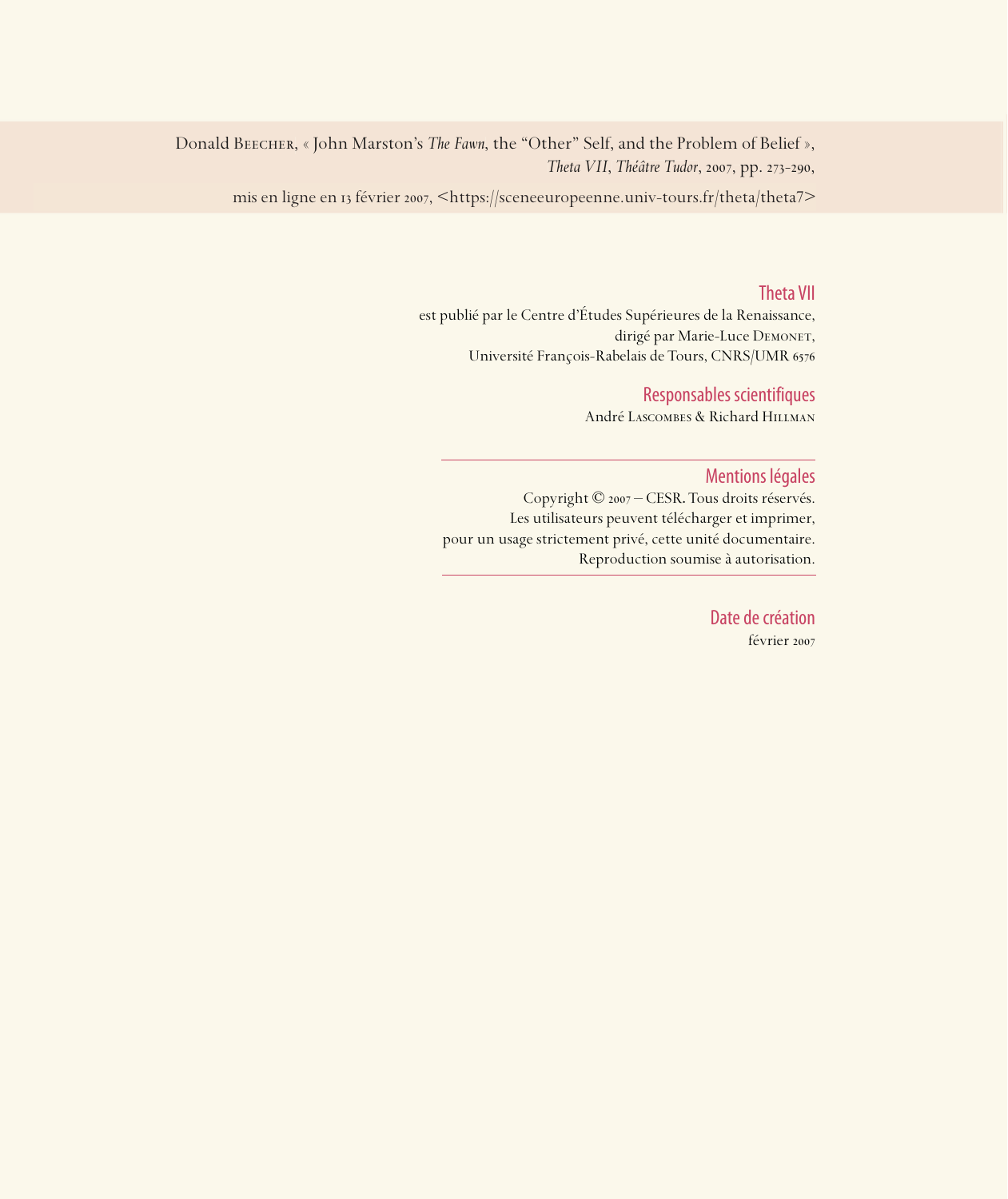Donald Beecher, « John Marston's *The Fawn*, the "Other" Self, and the Problem of Belief »,
*Theta VII*, *Théâtre Tudor*, 2007, pp. 273-290,

mis en ligne en 13 février 2007, <https://sceneeuropeenne.univ-tours.fr/theta/theta7>

## Theta VII

est publié par le Centre d'Études Supérieures de la Renaissance,
dirigé par Marie-Luce Demonet,
Université François-Rabelais de Tours, CNRS/UMR 6576

## Responsables scientifiques

André Lascombes & Richard Hillman

---

## Mentions légales

Copyright © 2007 – CESR. Tous droits réservés.
Les utilisateurs peuvent télécharger et imprimer,
pour un usage strictement privé, cette unité documentaire.
Reproduction soumise à autorisation.

---

## Date de création

février 2007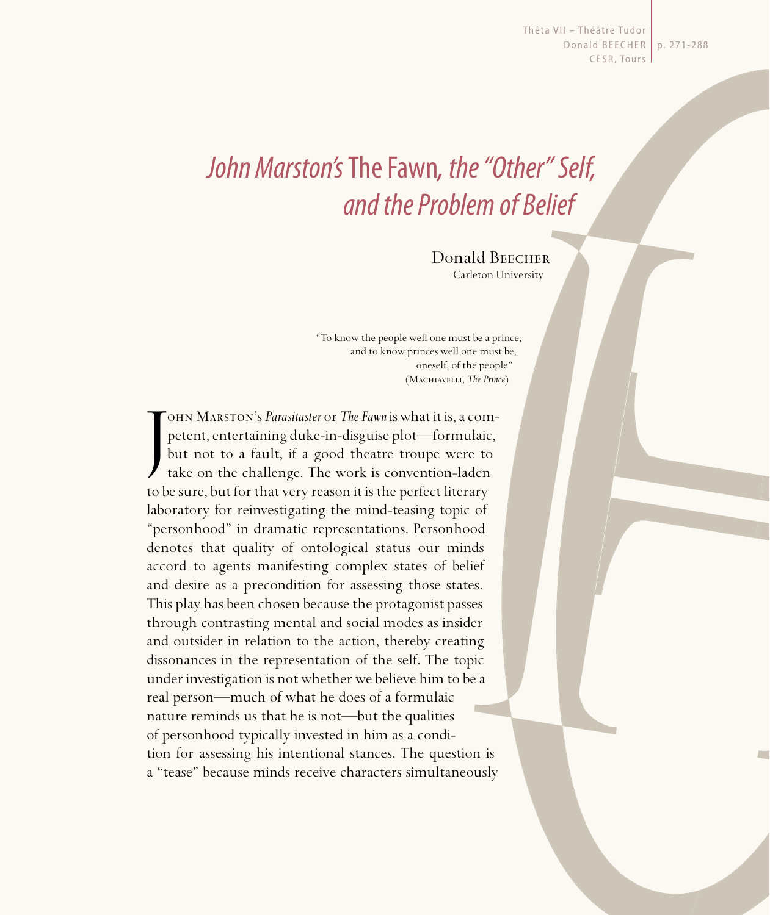# *John Marston's* The Fawn*, the "Other" Self, and the Problem of Belief*

Donald Beecher
Carleton University

> "To know the people well one must be a prince,
> and to know princes well one must be,
> oneself, of the people"
> (Machiavelli, *The Prince*)

John Marston's *Parasitaster* or *The Fawn* is what it is, a competent, entertaining duke-in-disguise plot—formulaic, but not to a fault, if a good theatre troupe were to take on the challenge. The work is convention-laden to be sure, but for that very reason it is the perfect literary laboratory for reinvestigating the mind-teasing topic of "personhood" in dramatic representations. Personhood denotes that quality of ontological status our minds accord to agents manifesting complex states of belief and desire as a precondition for assessing those states. This play has been chosen because the protagonist passes through contrasting mental and social modes as insider and outsider in relation to the action, thereby creating dissonances in the representation of the self. The topic under investigation is not whether we believe him to be a real person—much of what he does of a formulaic nature reminds us that he is not—but the qualities of personhood typically invested in him as a condition for assessing his intentional stances. The question is a "tease" because minds receive characters simultaneously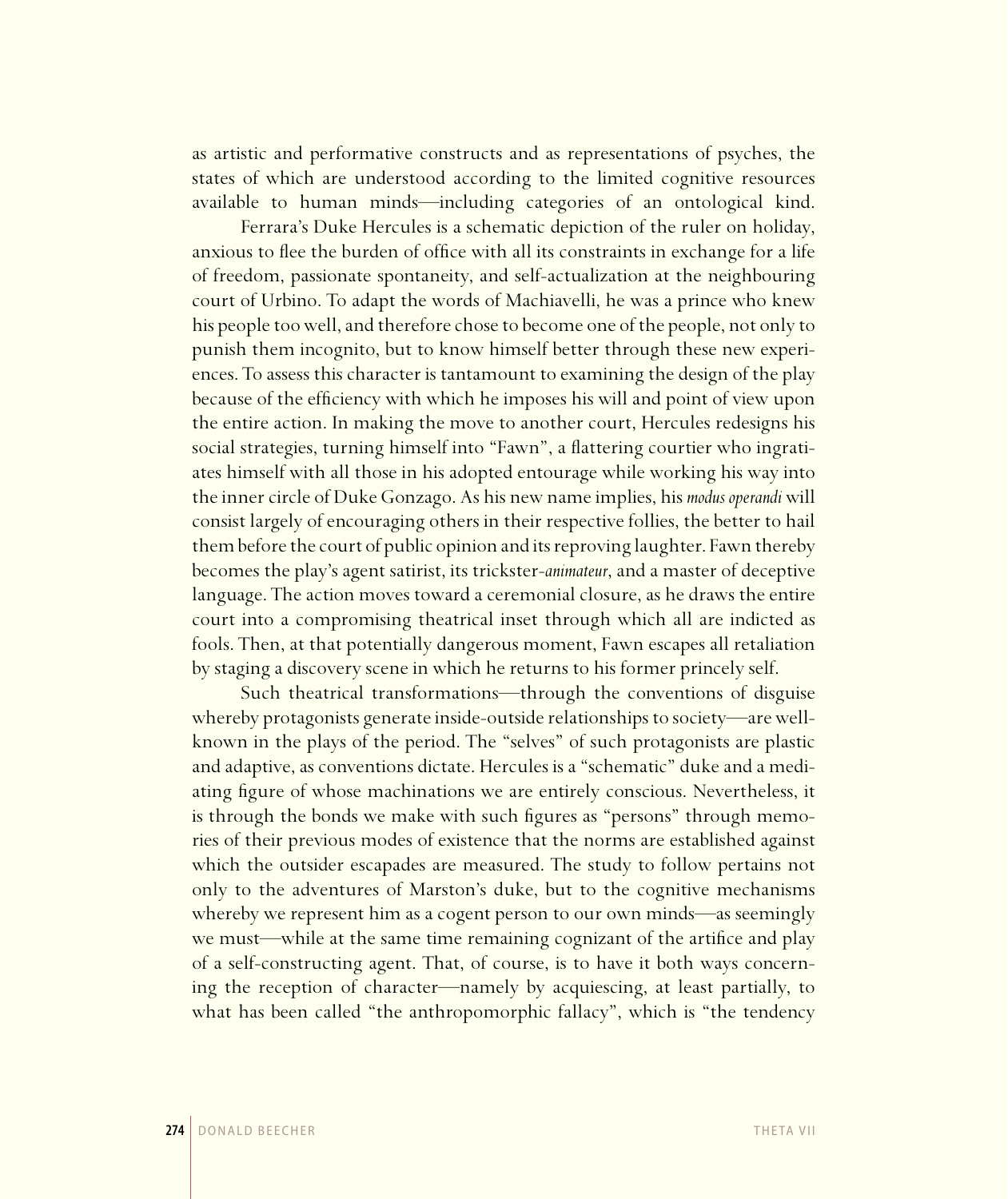as artistic and performative constructs and as representations of psyches, the states of which are understood according to the limited cognitive resources available to human minds—including categories of an ontological kind.

Ferrara's Duke Hercules is a schematic depiction of the ruler on holiday, anxious to flee the burden of office with all its constraints in exchange for a life of freedom, passionate spontaneity, and self-actualization at the neighbouring court of Urbino. To adapt the words of Machiavelli, he was a prince who knew his people too well, and therefore chose to become one of the people, not only to punish them incognito, but to know himself better through these new experiences. To assess this character is tantamount to examining the design of the play because of the efficiency with which he imposes his will and point of view upon the entire action. In making the move to another court, Hercules redesigns his social strategies, turning himself into "Fawn", a flattering courtier who ingratiates himself with all those in his adopted entourage while working his way into the inner circle of Duke Gonzago. As his new name implies, his *modus operandi* will consist largely of encouraging others in their respective follies, the better to hail them before the court of public opinion and its reproving laughter. Fawn thereby becomes the play's agent satirist, its trickster-*animateur*, and a master of deceptive language. The action moves toward a ceremonial closure, as he draws the entire court into a compromising theatrical inset through which all are indicted as fools. Then, at that potentially dangerous moment, Fawn escapes all retaliation by staging a discovery scene in which he returns to his former princely self.

Such theatrical transformations—through the conventions of disguise whereby protagonists generate inside-outside relationships to society—are well-known in the plays of the period. The "selves" of such protagonists are plastic and adaptive, as conventions dictate. Hercules is a "schematic" duke and a mediating figure of whose machinations we are entirely conscious. Nevertheless, it is through the bonds we make with such figures as "persons" through memories of their previous modes of existence that the norms are established against which the outsider escapades are measured. The study to follow pertains not only to the adventures of Marston's duke, but to the cognitive mechanisms whereby we represent him as a cogent person to our own minds—as seemingly we must—while at the same time remaining cognizant of the artifice and play of a self-constructing agent. That, of course, is to have it both ways concerning the reception of character—namely by acquiescing, at least partially, to what has been called "the anthropomorphic fallacy", which is "the tendency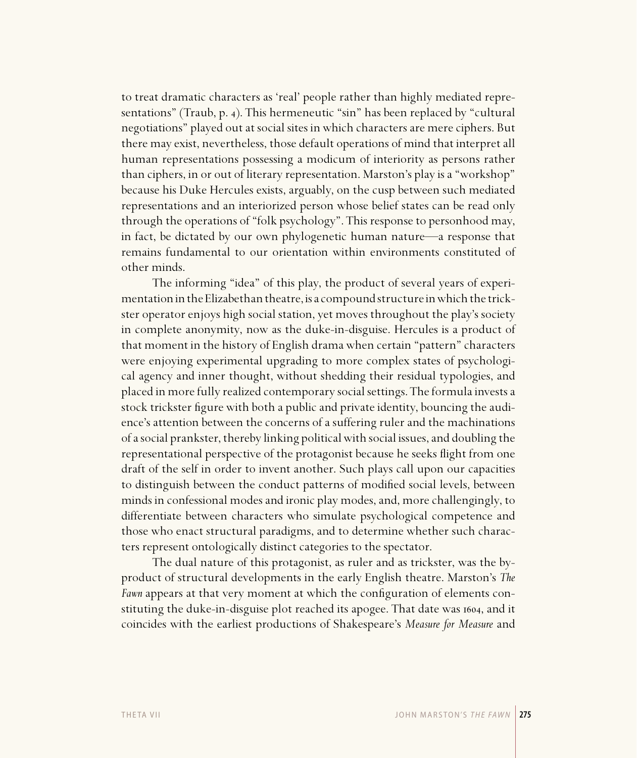to treat dramatic characters as 'real' people rather than highly mediated representations" (Traub, p. 4). This hermeneutic "sin" has been replaced by "cultural negotiations" played out at social sites in which characters are mere ciphers. But there may exist, nevertheless, those default operations of mind that interpret all human representations possessing a modicum of interiority as persons rather than ciphers, in or out of literary representation. Marston's play is a "workshop" because his Duke Hercules exists, arguably, on the cusp between such mediated representations and an interiorized person whose belief states can be read only through the operations of "folk psychology". This response to personhood may, in fact, be dictated by our own phylogenetic human nature—a response that remains fundamental to our orientation within environments constituted of other minds.

The informing "idea" of this play, the product of several years of experimentation in the Elizabethan theatre, is a compound structure in which the trickster operator enjoys high social station, yet moves throughout the play's society in complete anonymity, now as the duke-in-disguise. Hercules is a product of that moment in the history of English drama when certain "pattern" characters were enjoying experimental upgrading to more complex states of psychological agency and inner thought, without shedding their residual typologies, and placed in more fully realized contemporary social settings. The formula invests a stock trickster figure with both a public and private identity, bouncing the audience's attention between the concerns of a suffering ruler and the machinations of a social prankster, thereby linking political with social issues, and doubling the representational perspective of the protagonist because he seeks flight from one draft of the self in order to invent another. Such plays call upon our capacities to distinguish between the conduct patterns of modified social levels, between minds in confessional modes and ironic play modes, and, more challengingly, to differentiate between characters who simulate psychological competence and those who enact structural paradigms, and to determine whether such characters represent ontologically distinct categories to the spectator.

The dual nature of this protagonist, as ruler and as trickster, was the by-product of structural developments in the early English theatre. Marston's *The Fawn* appears at that very moment at which the configuration of elements constituting the duke-in-disguise plot reached its apogee. That date was 1604, and it coincides with the earliest productions of Shakespeare's *Measure for Measure* and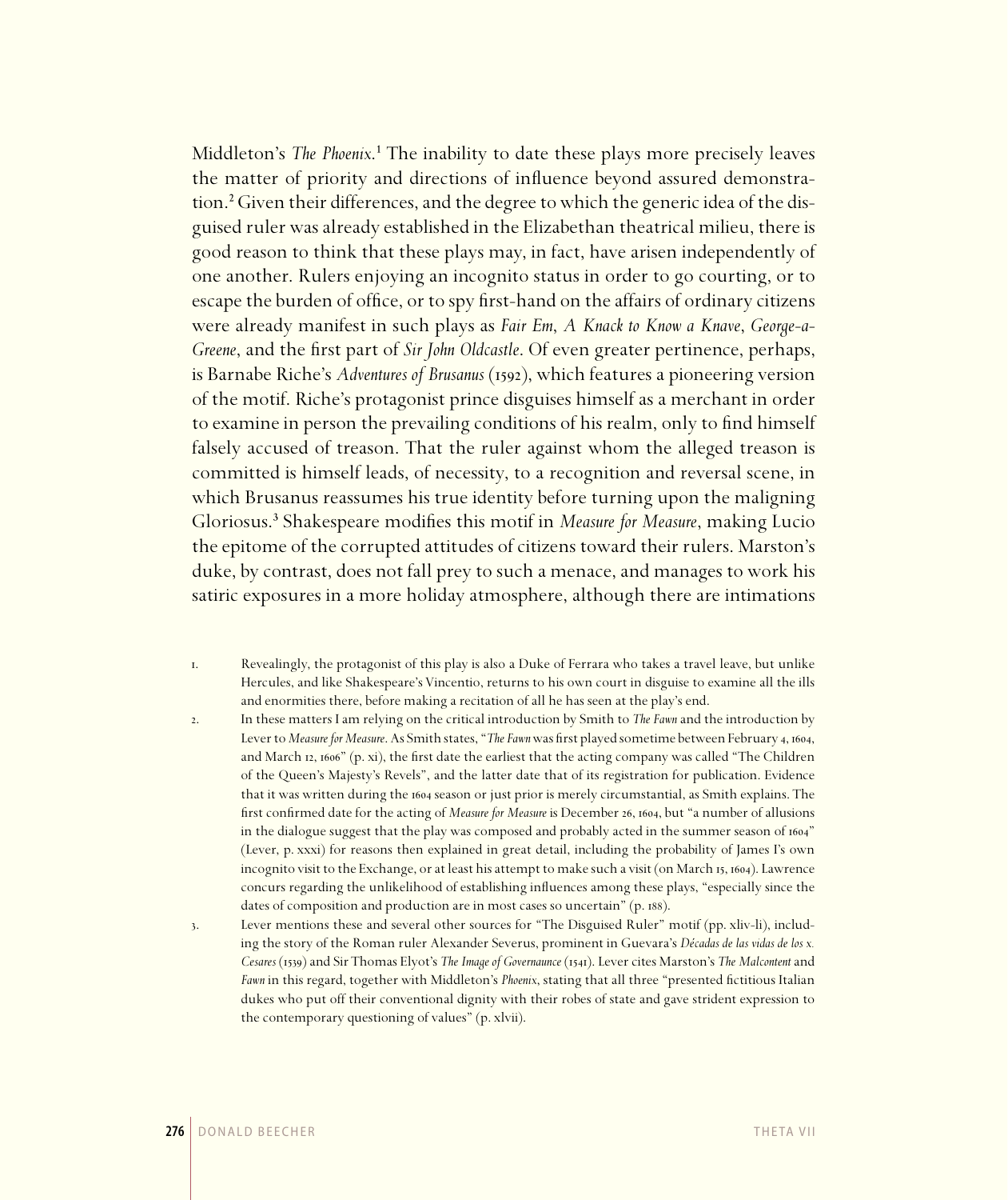Middleton's *The Phoenix*.[1] The inability to date these plays more precisely leaves the matter of priority and directions of influence beyond assured demonstration.[2] Given their differences, and the degree to which the generic idea of the disguised ruler was already established in the Elizabethan theatrical milieu, there is good reason to think that these plays may, in fact, have arisen independently of one another. Rulers enjoying an incognito status in order to go courting, or to escape the burden of office, or to spy first-hand on the affairs of ordinary citizens were already manifest in such plays as *Fair Em*, *A Knack to Know a Knave*, *George-a-Greene*, and the first part of *Sir John Oldcastle*. Of even greater pertinence, perhaps, is Barnabe Riche's *Adventures of Brusanus* (1592), which features a pioneering version of the motif. Riche's protagonist prince disguises himself as a merchant in order to examine in person the prevailing conditions of his realm, only to find himself falsely accused of treason. That the ruler against whom the alleged treason is committed is himself leads, of necessity, to a recognition and reversal scene, in which Brusanus reassumes his true identity before turning upon the maligning Gloriosus.[3] Shakespeare modifies this motif in *Measure for Measure*, making Lucio the epitome of the corrupted attitudes of citizens toward their rulers. Marston's duke, by contrast, does not fall prey to such a menace, and manages to work his satiric exposures in a more holiday atmosphere, although there are intimations

1. Revealingly, the protagonist of this play is also a Duke of Ferrara who takes a travel leave, but unlike Hercules, and like Shakespeare's Vincentio, returns to his own court in disguise to examine all the ills and enormities there, before making a recitation of all he has seen at the play's end.
2. In these matters I am relying on the critical introduction by Smith to *The Fawn* and the introduction by Lever to *Measure for Measure*. As Smith states, "*The Fawn* was first played sometime between February 4, 1604, and March 12, 1606" (p. xi), the first date the earliest that the acting company was called "The Children of the Queen's Majesty's Revels", and the latter date that of its registration for publication. Evidence that it was written during the 1604 season or just prior is merely circumstantial, as Smith explains. The first confirmed date for the acting of *Measure for Measure* is December 26, 1604, but "a number of allusions in the dialogue suggest that the play was composed and probably acted in the summer season of 1604" (Lever, p. xxxi) for reasons then explained in great detail, including the probability of James I's own incognito visit to the Exchange, or at least his attempt to make such a visit (on March 15, 1604). Lawrence concurs regarding the unlikelihood of establishing influences among these plays, "especially since the dates of composition and production are in most cases so uncertain" (p. 188).
3. Lever mentions these and several other sources for "The Disguised Ruler" motif (pp. xliv-li), including the story of the Roman ruler Alexander Severus, prominent in Guevara's *Décadas de las vidas de los x. Cesares* (1539) and Sir Thomas Elyot's *The Image of Governaunce* (1541). Lever cites Marston's *The Malcontent* and *Fawn* in this regard, together with Middleton's *Phoenix*, stating that all three "presented fictitious Italian dukes who put off their conventional dignity with their robes of state and gave strident expression to the contemporary questioning of values" (p. xlvii).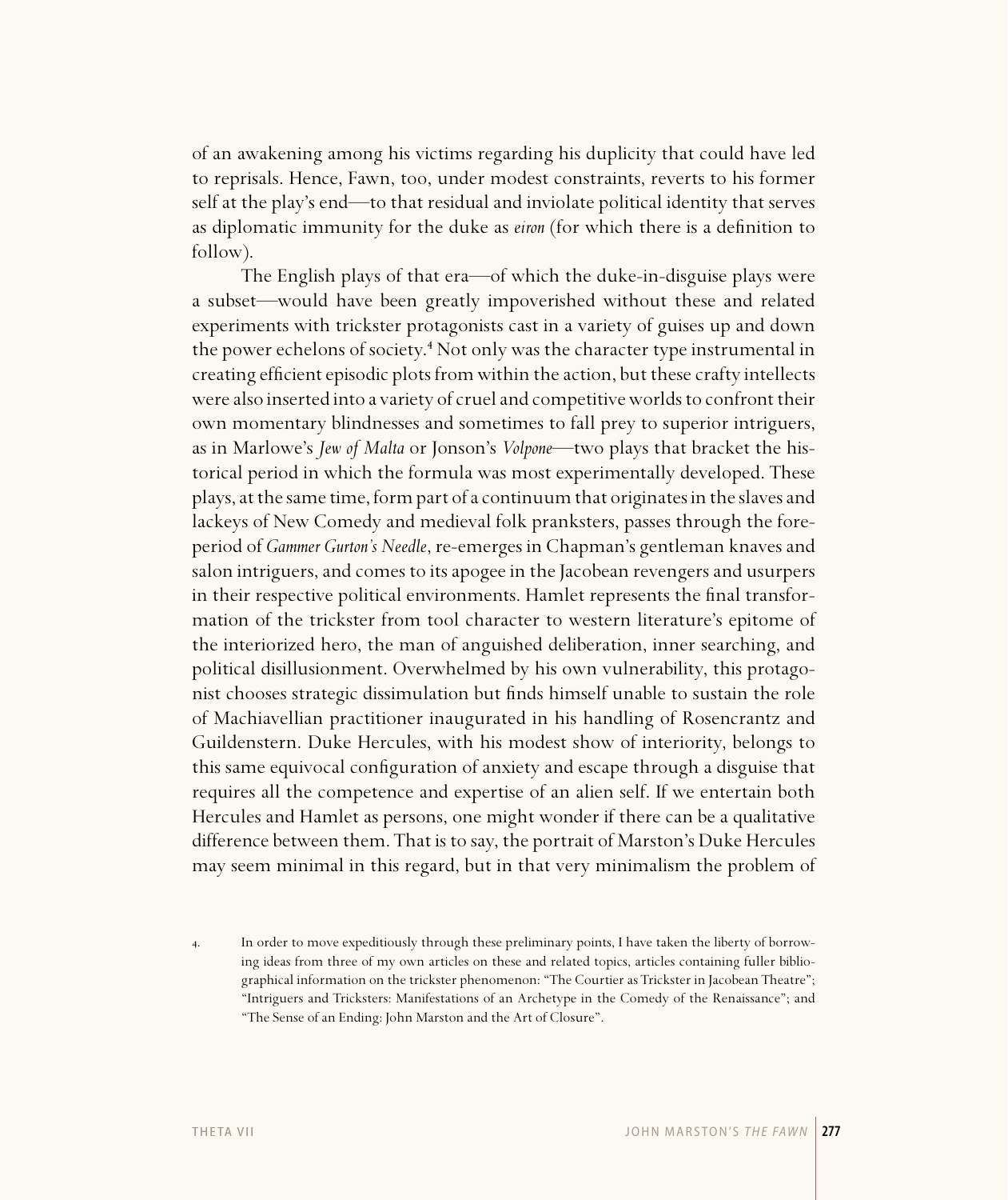of an awakening among his victims regarding his duplicity that could have led to reprisals. Hence, Fawn, too, under modest constraints, reverts to his former self at the play's end—to that residual and inviolate political identity that serves as diplomatic immunity for the duke as *eiron* (for which there is a definition to follow).

The English plays of that era—of which the duke-in-disguise plays were a subset—would have been greatly impoverished without these and related experiments with trickster protagonists cast in a variety of guises up and down the power echelons of society.[4] Not only was the character type instrumental in creating efficient episodic plots from within the action, but these crafty intellects were also inserted into a variety of cruel and competitive worlds to confront their own momentary blindnesses and sometimes to fall prey to superior intriguers, as in Marlowe's *Jew of Malta* or Jonson's *Volpone*—two plays that bracket the historical period in which the formula was most experimentally developed. These plays, at the same time, form part of a continuum that originates in the slaves and lackeys of New Comedy and medieval folk pranksters, passes through the foreperiod of *Gammer Gurton's Needle*, re-emerges in Chapman's gentleman knaves and salon intriguers, and comes to its apogee in the Jacobean revengers and usurpers in their respective political environments. Hamlet represents the final transformation of the trickster from tool character to western literature's epitome of the interiorized hero, the man of anguished deliberation, inner searching, and political disillusionment. Overwhelmed by his own vulnerability, this protagonist chooses strategic dissimulation but finds himself unable to sustain the role of Machiavellian practitioner inaugurated in his handling of Rosencrantz and Guildenstern. Duke Hercules, with his modest show of interiority, belongs to this same equivocal configuration of anxiety and escape through a disguise that requires all the competence and expertise of an alien self. If we entertain both Hercules and Hamlet as persons, one might wonder if there can be a qualitative difference between them. That is to say, the portrait of Marston's Duke Hercules may seem minimal in this regard, but in that very minimalism the problem of

4. In order to move expeditiously through these preliminary points, I have taken the liberty of borrowing ideas from three of my own articles on these and related topics, articles containing fuller bibliographical information on the trickster phenomenon: "The Courtier as Trickster in Jacobean Theatre"; "Intriguers and Tricksters: Manifestations of an Archetype in the Comedy of the Renaissance"; and "The Sense of an Ending: John Marston and the Art of Closure".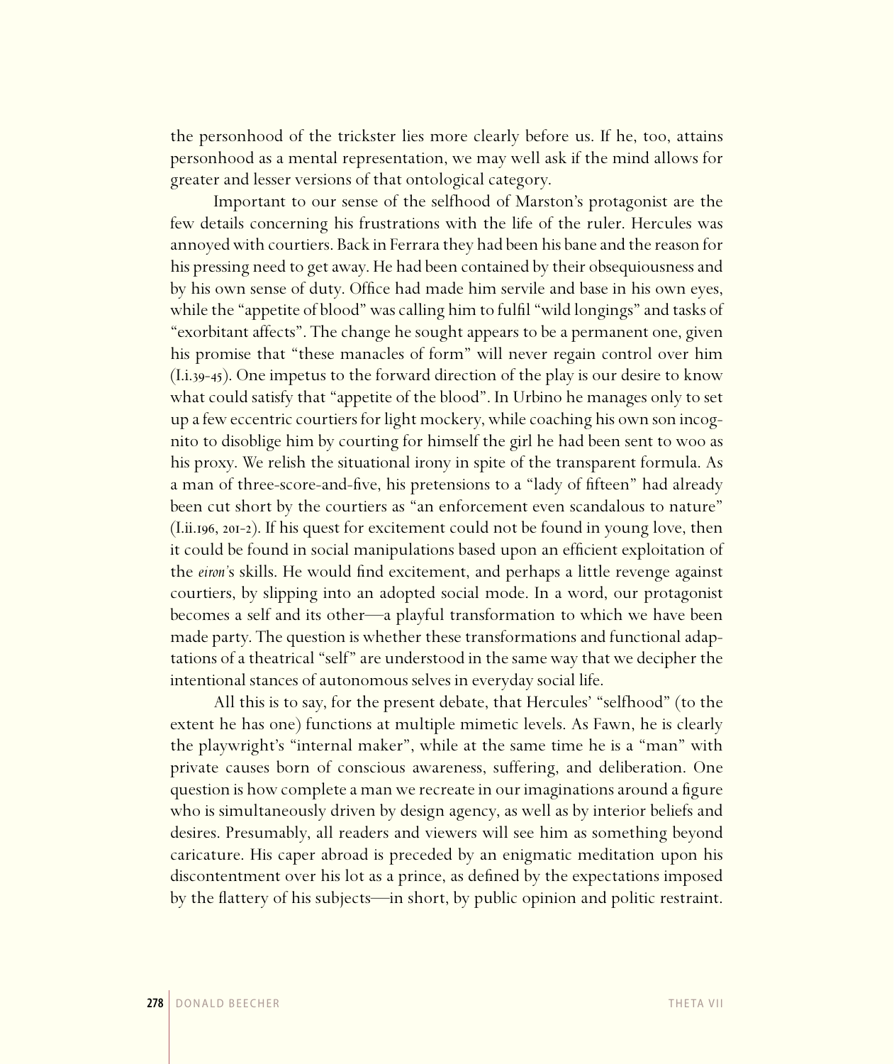the personhood of the trickster lies more clearly before us. If he, too, attains personhood as a mental representation, we may well ask if the mind allows for greater and lesser versions of that ontological category.

Important to our sense of the selfhood of Marston's protagonist are the few details concerning his frustrations with the life of the ruler. Hercules was annoyed with courtiers. Back in Ferrara they had been his bane and the reason for his pressing need to get away. He had been contained by their obsequiousness and by his own sense of duty. Office had made him servile and base in his own eyes, while the "appetite of blood" was calling him to fulfil "wild longings" and tasks of "exorbitant affects". The change he sought appears to be a permanent one, given his promise that "these manacles of form" will never regain control over him (I.i.39-45). One impetus to the forward direction of the play is our desire to know what could satisfy that "appetite of the blood". In Urbino he manages only to set up a few eccentric courtiers for light mockery, while coaching his own son incognito to disoblige him by courting for himself the girl he had been sent to woo as his proxy. We relish the situational irony in spite of the transparent formula. As a man of three-score-and-five, his pretensions to a "lady of fifteen" had already been cut short by the courtiers as "an enforcement even scandalous to nature" (I.ii.196, 201-2). If his quest for excitement could not be found in young love, then it could be found in social manipulations based upon an efficient exploitation of the *eiron*'s skills. He would find excitement, and perhaps a little revenge against courtiers, by slipping into an adopted social mode. In a word, our protagonist becomes a self and its other—a playful transformation to which we have been made party. The question is whether these transformations and functional adaptations of a theatrical "self" are understood in the same way that we decipher the intentional stances of autonomous selves in everyday social life.

All this is to say, for the present debate, that Hercules' "selfhood" (to the extent he has one) functions at multiple mimetic levels. As Fawn, he is clearly the playwright's "internal maker", while at the same time he is a "man" with private causes born of conscious awareness, suffering, and deliberation. One question is how complete a man we recreate in our imaginations around a figure who is simultaneously driven by design agency, as well as by interior beliefs and desires. Presumably, all readers and viewers will see him as something beyond caricature. His caper abroad is preceded by an enigmatic meditation upon his discontentment over his lot as a prince, as defined by the expectations imposed by the flattery of his subjects—in short, by public opinion and politic restraint.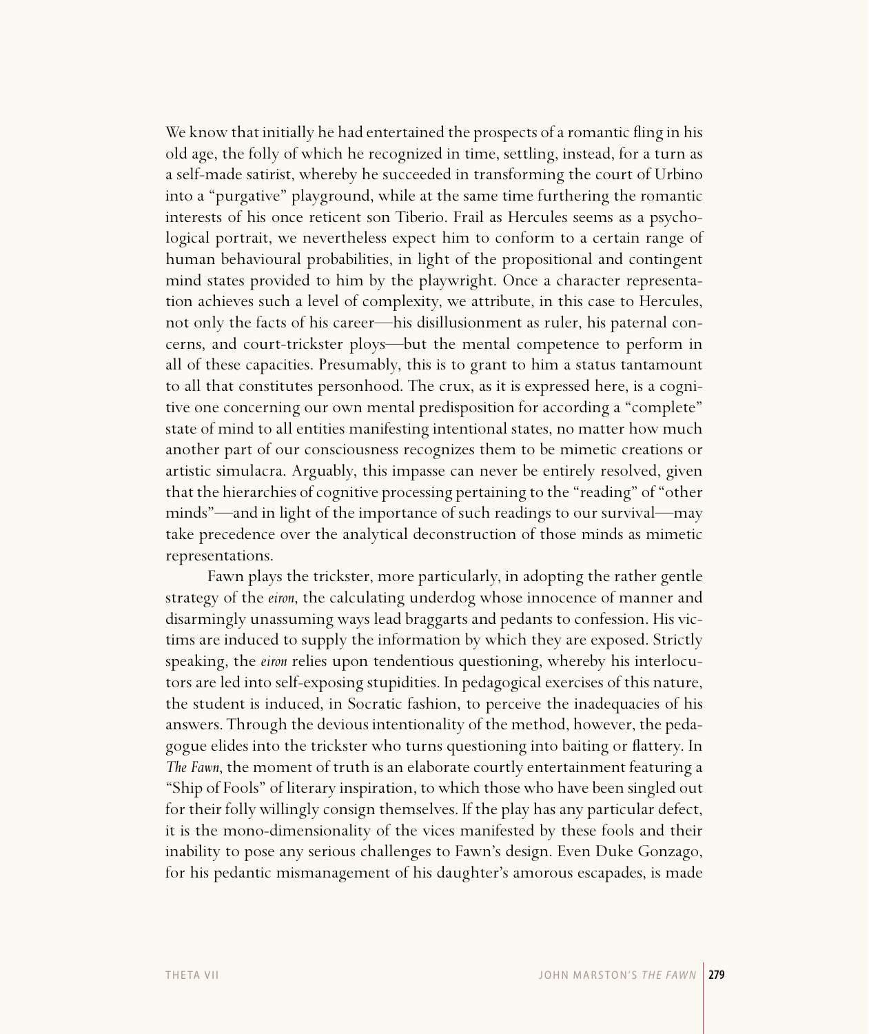We know that initially he had entertained the prospects of a romantic fling in his old age, the folly of which he recognized in time, settling, instead, for a turn as a self-made satirist, whereby he succeeded in transforming the court of Urbino into a "purgative" playground, while at the same time furthering the romantic interests of his once reticent son Tiberio. Frail as Hercules seems as a psychological portrait, we nevertheless expect him to conform to a certain range of human behavioural probabilities, in light of the propositional and contingent mind states provided to him by the playwright. Once a character representation achieves such a level of complexity, we attribute, in this case to Hercules, not only the facts of his career—his disillusionment as ruler, his paternal concerns, and court-trickster ploys—but the mental competence to perform in all of these capacities. Presumably, this is to grant to him a status tantamount to all that constitutes personhood. The crux, as it is expressed here, is a cognitive one concerning our own mental predisposition for according a "complete" state of mind to all entities manifesting intentional states, no matter how much another part of our consciousness recognizes them to be mimetic creations or artistic simulacra. Arguably, this impasse can never be entirely resolved, given that the hierarchies of cognitive processing pertaining to the "reading" of "other minds"—and in light of the importance of such readings to our survival—may take precedence over the analytical deconstruction of those minds as mimetic representations.

Fawn plays the trickster, more particularly, in adopting the rather gentle strategy of the *eiron*, the calculating underdog whose innocence of manner and disarmingly unassuming ways lead braggarts and pedants to confession. His victims are induced to supply the information by which they are exposed. Strictly speaking, the *eiron* relies upon tendentious questioning, whereby his interlocutors are led into self-exposing stupidities. In pedagogical exercises of this nature, the student is induced, in Socratic fashion, to perceive the inadequacies of his answers. Through the devious intentionality of the method, however, the pedagogue elides into the trickster who turns questioning into baiting or flattery. In *The Fawn*, the moment of truth is an elaborate courtly entertainment featuring a "Ship of Fools" of literary inspiration, to which those who have been singled out for their folly willingly consign themselves. If the play has any particular defect, it is the mono-dimensionality of the vices manifested by these fools and their inability to pose any serious challenges to Fawn's design. Even Duke Gonzago, for his pedantic mismanagement of his daughter's amorous escapades, is made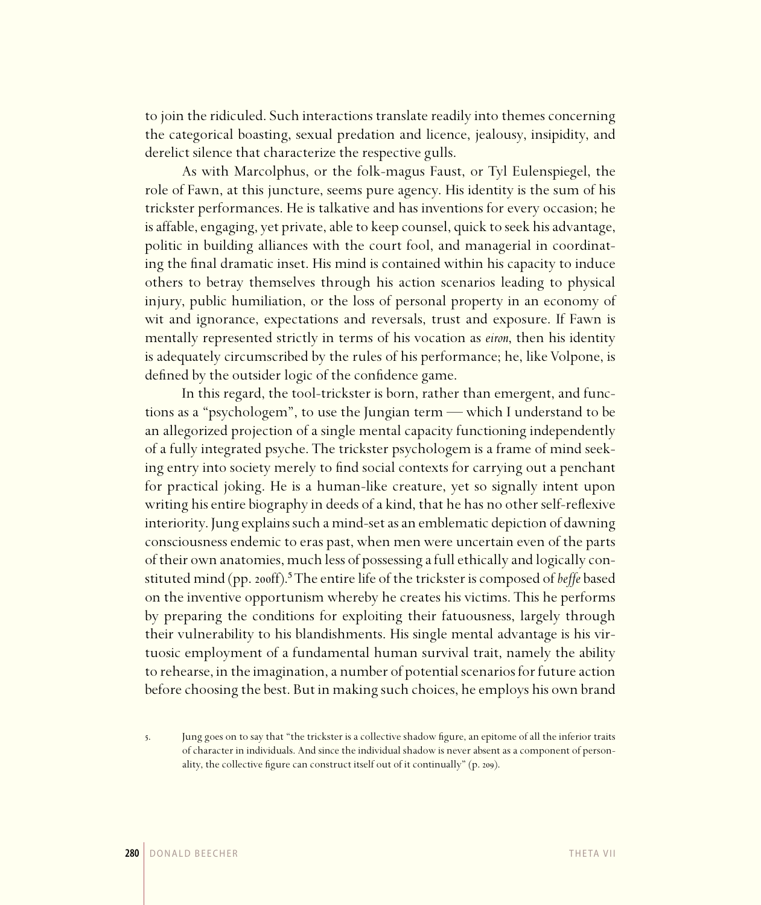to join the ridiculed. Such interactions translate readily into themes concerning the categorical boasting, sexual predation and licence, jealousy, insipidity, and derelict silence that characterize the respective gulls.

As with Marcolphus, or the folk-magus Faust, or Tyl Eulenspiegel, the role of Fawn, at this juncture, seems pure agency. His identity is the sum of his trickster performances. He is talkative and has inventions for every occasion; he is affable, engaging, yet private, able to keep counsel, quick to seek his advantage, politic in building alliances with the court fool, and managerial in coordinating the final dramatic inset. His mind is contained within his capacity to induce others to betray themselves through his action scenarios leading to physical injury, public humiliation, or the loss of personal property in an economy of wit and ignorance, expectations and reversals, trust and exposure. If Fawn is mentally represented strictly in terms of his vocation as *eiron*, then his identity is adequately circumscribed by the rules of his performance; he, like Volpone, is defined by the outsider logic of the confidence game.

In this regard, the tool-trickster is born, rather than emergent, and functions as a "psychologem", to use the Jungian term — which I understand to be an allegorized projection of a single mental capacity functioning independently of a fully integrated psyche. The trickster psychologem is a frame of mind seeking entry into society merely to find social contexts for carrying out a penchant for practical joking. He is a human-like creature, yet so signally intent upon writing his entire biography in deeds of a kind, that he has no other self-reflexive interiority. Jung explains such a mind-set as an emblematic depiction of dawning consciousness endemic to eras past, when men were uncertain even of the parts of their own anatomies, much less of possessing a full ethically and logically constituted mind (pp. 200ff).[5] The entire life of the trickster is composed of *beffe* based on the inventive opportunism whereby he creates his victims. This he performs by preparing the conditions for exploiting their fatuousness, largely through their vulnerability to his blandishments. His single mental advantage is his virtuosic employment of a fundamental human survival trait, namely the ability to rehearse, in the imagination, a number of potential scenarios for future action before choosing the best. But in making such choices, he employs his own brand

5. Jung goes on to say that "the trickster is a collective shadow figure, an epitome of all the inferior traits of character in individuals. And since the individual shadow is never absent as a component of personality, the collective figure can construct itself out of it continually" (p. 209).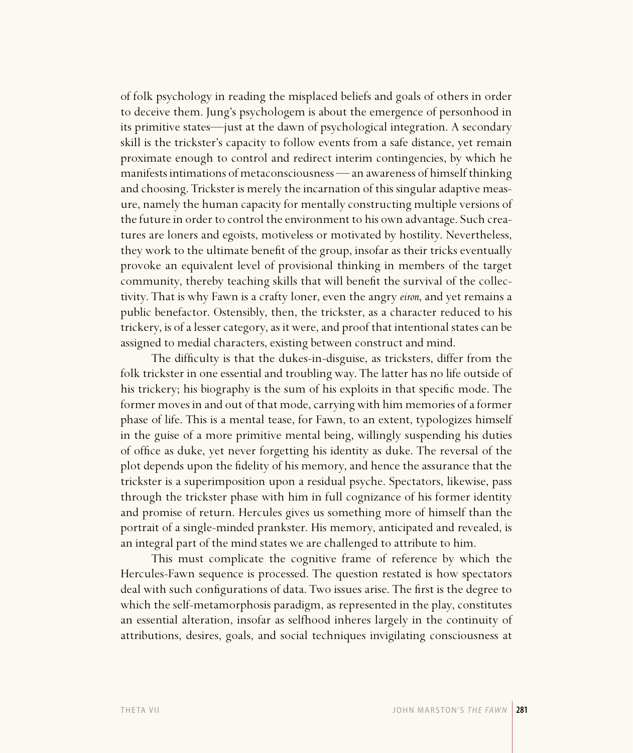of folk psychology in reading the misplaced beliefs and goals of others in order to deceive them. Jung's psychologem is about the emergence of personhood in its primitive states—just at the dawn of psychological integration. A secondary skill is the trickster's capacity to follow events from a safe distance, yet remain proximate enough to control and redirect interim contingencies, by which he manifests intimations of metaconsciousness — an awareness of himself thinking and choosing. Trickster is merely the incarnation of this singular adaptive measure, namely the human capacity for mentally constructing multiple versions of the future in order to control the environment to his own advantage. Such creatures are loners and egoists, motiveless or motivated by hostility. Nevertheless, they work to the ultimate benefit of the group, insofar as their tricks eventually provoke an equivalent level of provisional thinking in members of the target community, thereby teaching skills that will benefit the survival of the collectivity. That is why Fawn is a crafty loner, even the angry *eiron*, and yet remains a public benefactor. Ostensibly, then, the trickster, as a character reduced to his trickery, is of a lesser category, as it were, and proof that intentional states can be assigned to medial characters, existing between construct and mind.

The difficulty is that the dukes-in-disguise, as tricksters, differ from the folk trickster in one essential and troubling way. The latter has no life outside of his trickery; his biography is the sum of his exploits in that specific mode. The former moves in and out of that mode, carrying with him memories of a former phase of life. This is a mental tease, for Fawn, to an extent, typologizes himself in the guise of a more primitive mental being, willingly suspending his duties of office as duke, yet never forgetting his identity as duke. The reversal of the plot depends upon the fidelity of his memory, and hence the assurance that the trickster is a superimposition upon a residual psyche. Spectators, likewise, pass through the trickster phase with him in full cognizance of his former identity and promise of return. Hercules gives us something more of himself than the portrait of a single-minded prankster. His memory, anticipated and revealed, is an integral part of the mind states we are challenged to attribute to him.

This must complicate the cognitive frame of reference by which the Hercules-Fawn sequence is processed. The question restated is how spectators deal with such configurations of data. Two issues arise. The first is the degree to which the self-metamorphosis paradigm, as represented in the play, constitutes an essential alteration, insofar as selfhood inheres largely in the continuity of attributions, desires, goals, and social techniques invigilating consciousness at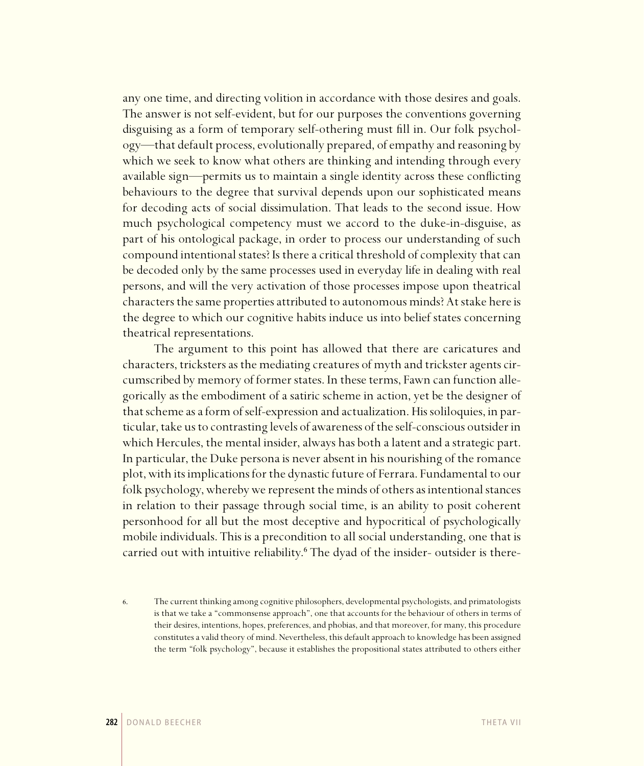any one time, and directing volition in accordance with those desires and goals. The answer is not self-evident, but for our purposes the conventions governing disguising as a form of temporary self-othering must fill in. Our folk psychology—that default process, evolutionally prepared, of empathy and reasoning by which we seek to know what others are thinking and intending through every available sign—permits us to maintain a single identity across these conflicting behaviours to the degree that survival depends upon our sophisticated means for decoding acts of social dissimulation. That leads to the second issue. How much psychological competency must we accord to the duke-in-disguise, as part of his ontological package, in order to process our understanding of such compound intentional states? Is there a critical threshold of complexity that can be decoded only by the same processes used in everyday life in dealing with real persons, and will the very activation of those processes impose upon theatrical characters the same properties attributed to autonomous minds? At stake here is the degree to which our cognitive habits induce us into belief states concerning theatrical representations.

The argument to this point has allowed that there are caricatures and characters, tricksters as the mediating creatures of myth and trickster agents circumscribed by memory of former states. In these terms, Fawn can function allegorically as the embodiment of a satiric scheme in action, yet be the designer of that scheme as a form of self-expression and actualization. His soliloquies, in particular, take us to contrasting levels of awareness of the self-conscious outsider in which Hercules, the mental insider, always has both a latent and a strategic part. In particular, the Duke persona is never absent in his nourishing of the romance plot, with its implications for the dynastic future of Ferrara. Fundamental to our folk psychology, whereby we represent the minds of others as intentional stances in relation to their passage through social time, is an ability to posit coherent personhood for all but the most deceptive and hypocritical of psychologically mobile individuals. This is a precondition to all social understanding, one that is carried out with intuitive reliability.[6] The dyad of the insider- outsider is there-

6. The current thinking among cognitive philosophers, developmental psychologists, and primatologists is that we take a "commonsense approach", one that accounts for the behaviour of others in terms of their desires, intentions, hopes, preferences, and phobias, and that moreover, for many, this procedure constitutes a valid theory of mind. Nevertheless, this default approach to knowledge has been assigned the term "folk psychology", because it establishes the propositional states attributed to others either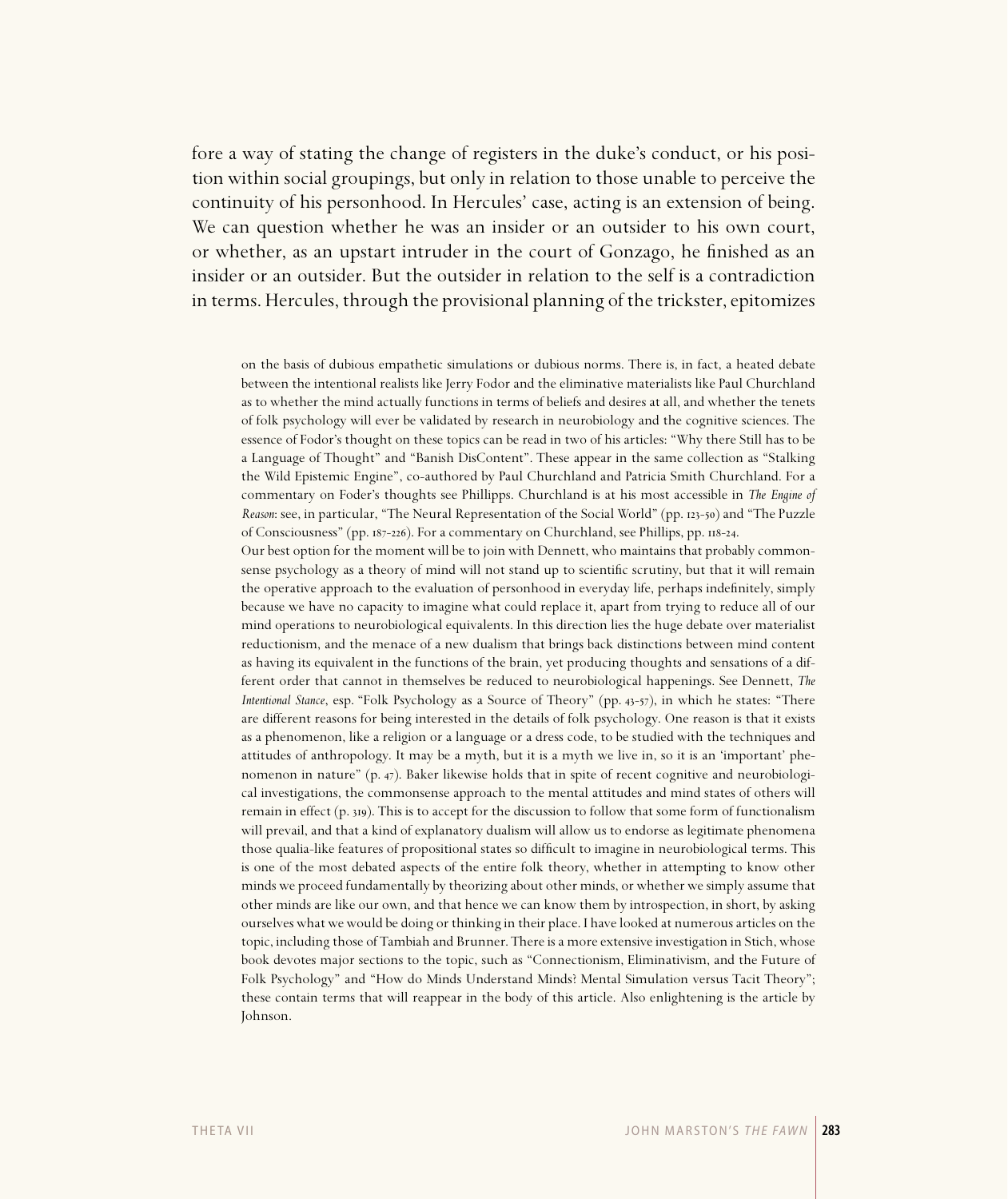fore a way of stating the change of registers in the duke's conduct, or his position within social groupings, but only in relation to those unable to perceive the continuity of his personhood. In Hercules' case, acting is an extension of being. We can question whether he was an insider or an outsider to his own court, or whether, as an upstart intruder in the court of Gonzago, he finished as an insider or an outsider. But the outsider in relation to the self is a contradiction in terms. Hercules, through the provisional planning of the trickster, epitomizes

on the basis of dubious empathetic simulations or dubious norms. There is, in fact, a heated debate between the intentional realists like Jerry Fodor and the eliminative materialists like Paul Churchland as to whether the mind actually functions in terms of beliefs and desires at all, and whether the tenets of folk psychology will ever be validated by research in neurobiology and the cognitive sciences. The essence of Fodor's thought on these topics can be read in two of his articles: "Why there Still has to be a Language of Thought" and "Banish DisContent". These appear in the same collection as "Stalking the Wild Epistemic Engine", co-authored by Paul Churchland and Patricia Smith Churchland. For a commentary on Foder's thoughts see Phillipps. Churchland is at his most accessible in *The Engine of Reason*: see, in particular, "The Neural Representation of the Social World" (pp. 123-50) and "The Puzzle of Consciousness" (pp. 187-226). For a commentary on Churchland, see Phillips, pp. 118-24.

Our best option for the moment will be to join with Dennett, who maintains that probably commonsense psychology as a theory of mind will not stand up to scientific scrutiny, but that it will remain the operative approach to the evaluation of personhood in everyday life, perhaps indefinitely, simply because we have no capacity to imagine what could replace it, apart from trying to reduce all of our mind operations to neurobiological equivalents. In this direction lies the huge debate over materialist reductionism, and the menace of a new dualism that brings back distinctions between mind content as having its equivalent in the functions of the brain, yet producing thoughts and sensations of a different order that cannot in themselves be reduced to neurobiological happenings. See Dennett, *The Intentional Stance*, esp. "Folk Psychology as a Source of Theory" (pp. 43-57), in which he states: "There are different reasons for being interested in the details of folk psychology. One reason is that it exists as a phenomenon, like a religion or a language or a dress code, to be studied with the techniques and attitudes of anthropology. It may be a myth, but it is a myth we live in, so it is an 'important' phenomenon in nature" (p. 47). Baker likewise holds that in spite of recent cognitive and neurobiological investigations, the commonsense approach to the mental attitudes and mind states of others will remain in effect (p. 319). This is to accept for the discussion to follow that some form of functionalism will prevail, and that a kind of explanatory dualism will allow us to endorse as legitimate phenomena those qualia-like features of propositional states so difficult to imagine in neurobiological terms. This is one of the most debated aspects of the entire folk theory, whether in attempting to know other minds we proceed fundamentally by theorizing about other minds, or whether we simply assume that other minds are like our own, and that hence we can know them by introspection, in short, by asking ourselves what we would be doing or thinking in their place. I have looked at numerous articles on the topic, including those of Tambiah and Brunner. There is a more extensive investigation in Stich, whose book devotes major sections to the topic, such as "Connectionism, Eliminativism, and the Future of Folk Psychology" and "How do Minds Understand Minds? Mental Simulation versus Tacit Theory"; these contain terms that will reappear in the body of this article. Also enlightening is the article by Johnson.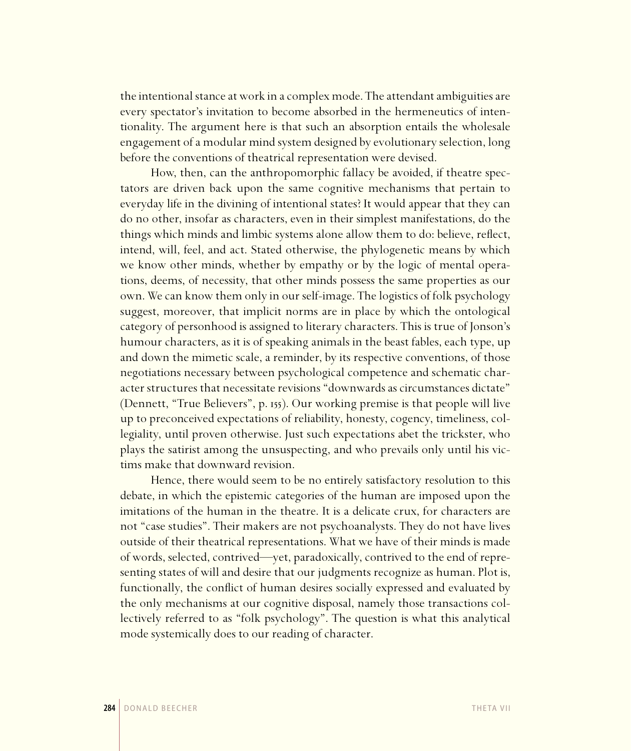the intentional stance at work in a complex mode. The attendant ambiguities are every spectator's invitation to become absorbed in the hermeneutics of intentionality. The argument here is that such an absorption entails the wholesale engagement of a modular mind system designed by evolutionary selection, long before the conventions of theatrical representation were devised.

How, then, can the anthropomorphic fallacy be avoided, if theatre spectators are driven back upon the same cognitive mechanisms that pertain to everyday life in the divining of intentional states? It would appear that they can do no other, insofar as characters, even in their simplest manifestations, do the things which minds and limbic systems alone allow them to do: believe, reflect, intend, will, feel, and act. Stated otherwise, the phylogenetic means by which we know other minds, whether by empathy or by the logic of mental operations, deems, of necessity, that other minds possess the same properties as our own. We can know them only in our self-image. The logistics of folk psychology suggest, moreover, that implicit norms are in place by which the ontological category of personhood is assigned to literary characters. This is true of Jonson's humour characters, as it is of speaking animals in the beast fables, each type, up and down the mimetic scale, a reminder, by its respective conventions, of those negotiations necessary between psychological competence and schematic character structures that necessitate revisions "downwards as circumstances dictate" (Dennett, "True Believers", p. 155). Our working premise is that people will live up to preconceived expectations of reliability, honesty, cogency, timeliness, collegiality, until proven otherwise. Just such expectations abet the trickster, who plays the satirist among the unsuspecting, and who prevails only until his victims make that downward revision.

Hence, there would seem to be no entirely satisfactory resolution to this debate, in which the epistemic categories of the human are imposed upon the imitations of the human in the theatre. It is a delicate crux, for characters are not "case studies". Their makers are not psychoanalysts. They do not have lives outside of their theatrical representations. What we have of their minds is made of words, selected, contrived—yet, paradoxically, contrived to the end of representing states of will and desire that our judgments recognize as human. Plot is, functionally, the conflict of human desires socially expressed and evaluated by the only mechanisms at our cognitive disposal, namely those transactions collectively referred to as "folk psychology". The question is what this analytical mode systemically does to our reading of character.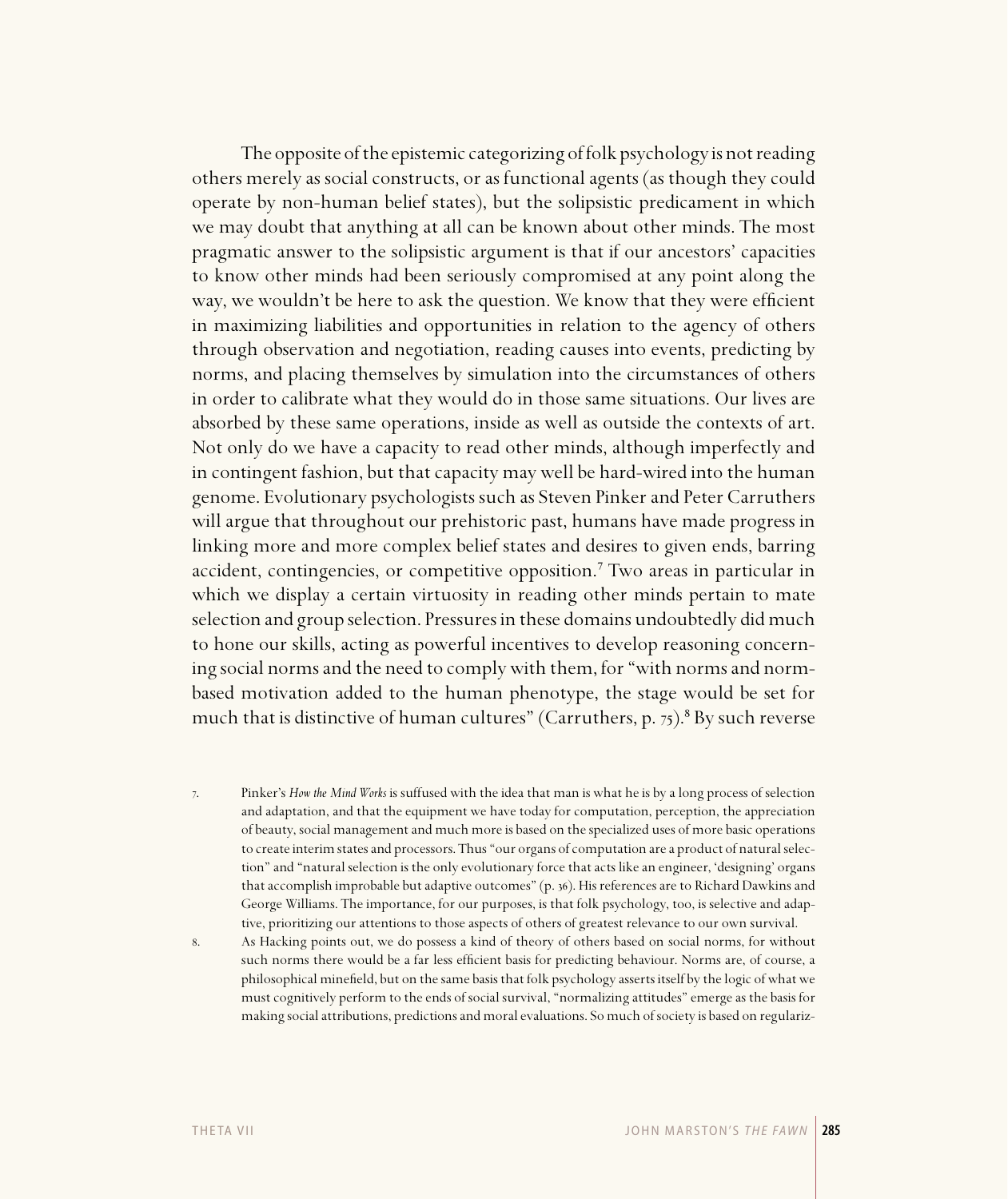The opposite of the epistemic categorizing of folk psychology is not reading others merely as social constructs, or as functional agents (as though they could operate by non-human belief states), but the solipsistic predicament in which we may doubt that anything at all can be known about other minds. The most pragmatic answer to the solipsistic argument is that if our ancestors' capacities to know other minds had been seriously compromised at any point along the way, we wouldn't be here to ask the question. We know that they were efficient in maximizing liabilities and opportunities in relation to the agency of others through observation and negotiation, reading causes into events, predicting by norms, and placing themselves by simulation into the circumstances of others in order to calibrate what they would do in those same situations. Our lives are absorbed by these same operations, inside as well as outside the contexts of art. Not only do we have a capacity to read other minds, although imperfectly and in contingent fashion, but that capacity may well be hard-wired into the human genome. Evolutionary psychologists such as Steven Pinker and Peter Carruthers will argue that throughout our prehistoric past, humans have made progress in linking more and more complex belief states and desires to given ends, barring accident, contingencies, or competitive opposition.[7] Two areas in particular in which we display a certain virtuosity in reading other minds pertain to mate selection and group selection. Pressures in these domains undoubtedly did much to hone our skills, acting as powerful incentives to develop reasoning concerning social norms and the need to comply with them, for "with norms and norm-based motivation added to the human phenotype, the stage would be set for much that is distinctive of human cultures" (Carruthers, p. 75).[8] By such reverse

7. Pinker's *How the Mind Works* is suffused with the idea that man is what he is by a long process of selection and adaptation, and that the equipment we have today for computation, perception, the appreciation of beauty, social management and much more is based on the specialized uses of more basic operations to create interim states and processors. Thus "our organs of computation are a product of natural selection" and "natural selection is the only evolutionary force that acts like an engineer, 'designing' organs that accomplish improbable but adaptive outcomes" (p. 36). His references are to Richard Dawkins and George Williams. The importance, for our purposes, is that folk psychology, too, is selective and adaptive, prioritizing our attentions to those aspects of others of greatest relevance to our own survival.

8. As Hacking points out, we do possess a kind of theory of others based on social norms, for without such norms there would be a far less efficient basis for predicting behaviour. Norms are, of course, a philosophical minefield, but on the same basis that folk psychology asserts itself by the logic of what we must cognitively perform to the ends of social survival, "normalizing attitudes" emerge as the basis for making social attributions, predictions and moral evaluations. So much of society is based on regulariz-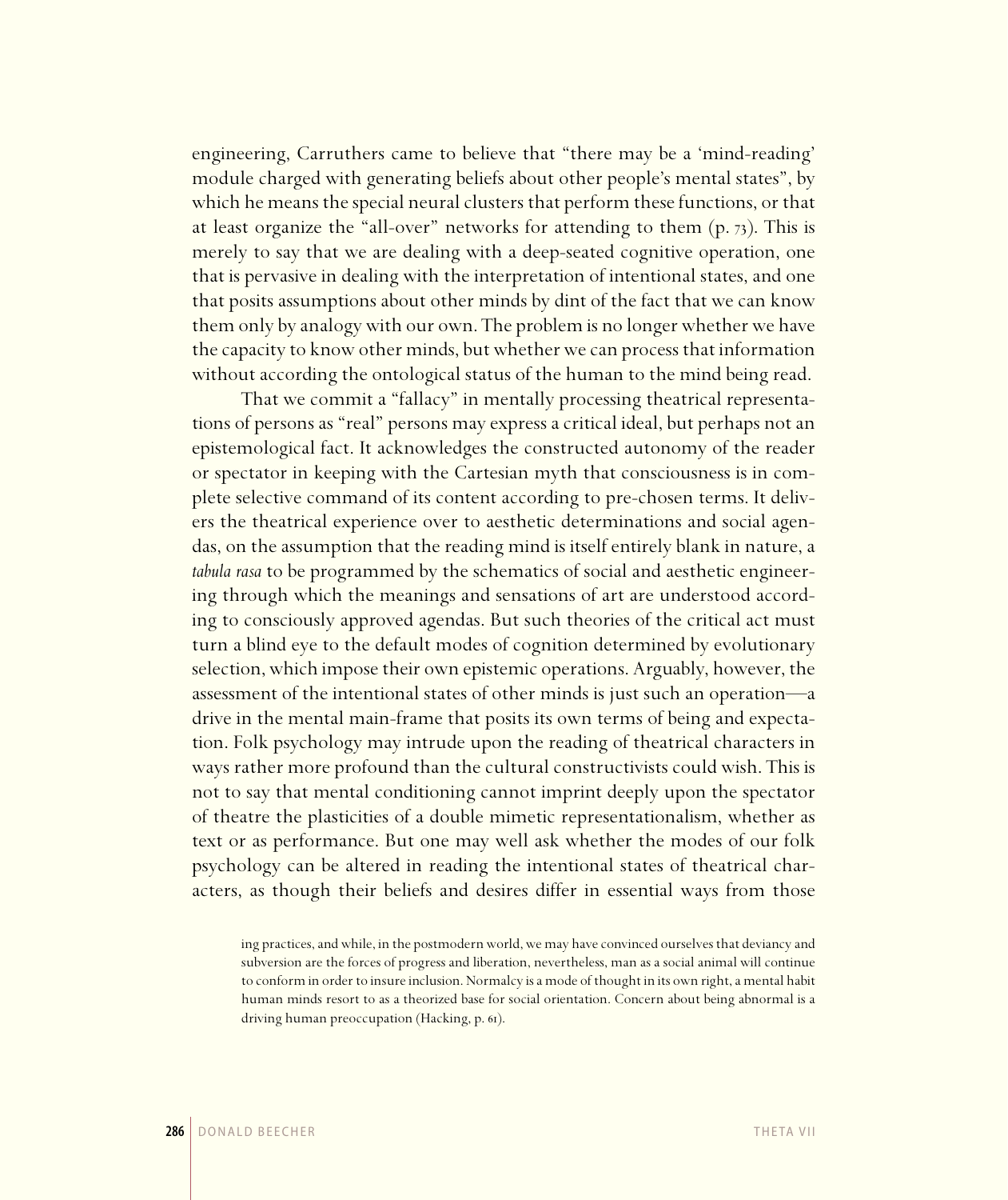engineering, Carruthers came to believe that "there may be a 'mind-reading' module charged with generating beliefs about other people's mental states", by which he means the special neural clusters that perform these functions, or that at least organize the "all-over" networks for attending to them (p. 73). This is merely to say that we are dealing with a deep-seated cognitive operation, one that is pervasive in dealing with the interpretation of intentional states, and one that posits assumptions about other minds by dint of the fact that we can know them only by analogy with our own. The problem is no longer whether we have the capacity to know other minds, but whether we can process that information without according the ontological status of the human to the mind being read.

That we commit a "fallacy" in mentally processing theatrical representations of persons as "real" persons may express a critical ideal, but perhaps not an epistemological fact. It acknowledges the constructed autonomy of the reader or spectator in keeping with the Cartesian myth that consciousness is in complete selective command of its content according to pre-chosen terms. It delivers the theatrical experience over to aesthetic determinations and social agendas, on the assumption that the reading mind is itself entirely blank in nature, a *tabula rasa* to be programmed by the schematics of social and aesthetic engineering through which the meanings and sensations of art are understood according to consciously approved agendas. But such theories of the critical act must turn a blind eye to the default modes of cognition determined by evolutionary selection, which impose their own epistemic operations. Arguably, however, the assessment of the intentional states of other minds is just such an operation—a drive in the mental main-frame that posits its own terms of being and expectation. Folk psychology may intrude upon the reading of theatrical characters in ways rather more profound than the cultural constructivists could wish. This is not to say that mental conditioning cannot imprint deeply upon the spectator of theatre the plasticities of a double mimetic representationalism, whether as text or as performance. But one may well ask whether the modes of our folk psychology can be altered in reading the intentional states of theatrical characters, as though their beliefs and desires differ in essential ways from those

ing practices, and while, in the postmodern world, we may have convinced ourselves that deviancy and subversion are the forces of progress and liberation, nevertheless, man as a social animal will continue to conform in order to insure inclusion. Normalcy is a mode of thought in its own right, a mental habit human minds resort to as a theorized base for social orientation. Concern about being abnormal is a driving human preoccupation (Hacking, p. 61).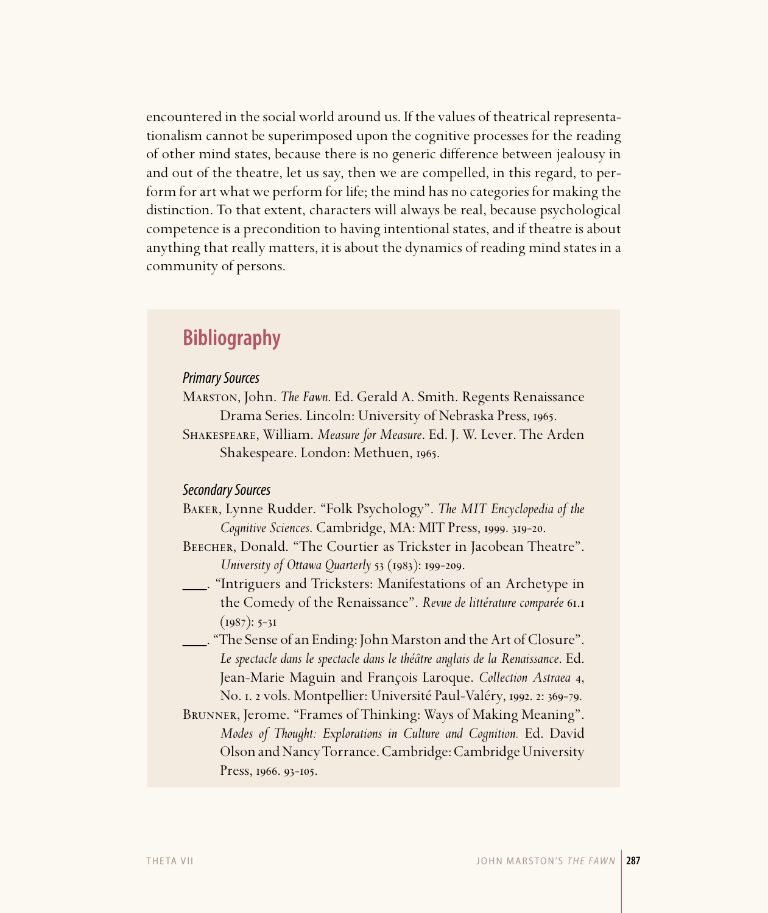encountered in the social world around us. If the values of theatrical representationalism cannot be superimposed upon the cognitive processes for the reading of other mind states, because there is no generic difference between jealousy in and out of the theatre, let us say, then we are compelled, in this regard, to perform for art what we perform for life; the mind has no categories for making the distinction. To that extent, characters will always be real, because psychological competence is a precondition to having intentional states, and if theatre is about anything that really matters, it is about the dynamics of reading mind states in a community of persons.

## Bibliography

### *Primary Sources*

Marston, John. *The Fawn*. Ed. Gerald A. Smith. Regents Renaissance Drama Series. Lincoln: University of Nebraska Press, 1965.

Shakespeare, William. *Measure for Measure*. Ed. J. W. Lever. The Arden Shakespeare. London: Methuen, 1965.

### *Secondary Sources*

Baker, Lynne Rudder. "Folk Psychology". *The MIT Encyclopedia of the Cognitive Sciences*. Cambridge, MA: MIT Press, 1999. 319-20.

Beecher, Donald. "The Courtier as Trickster in Jacobean Theatre". *University of Ottawa Quarterly* 53 (1983): 199-209.

\_\_\_\_. "Intriguers and Tricksters: Manifestations of an Archetype in the Comedy of the Renaissance". *Revue de littérature comparée* 61.1 (1987): 5-31

\_\_\_\_. "The Sense of an Ending: John Marston and the Art of Closure". *Le spectacle dans le spectacle dans le théâtre anglais de la Renaissance*. Ed. Jean-Marie Maguin and François Laroque. *Collection Astraea* 4, No. 1. 2 vols. Montpellier: Université Paul-Valéry, 1992. 2: 369-79.

Brunner, Jerome. "Frames of Thinking: Ways of Making Meaning". *Modes of Thought: Explorations in Culture and Cognition.* Ed. David Olson and Nancy Torrance. Cambridge: Cambridge University Press, 1966. 93-105.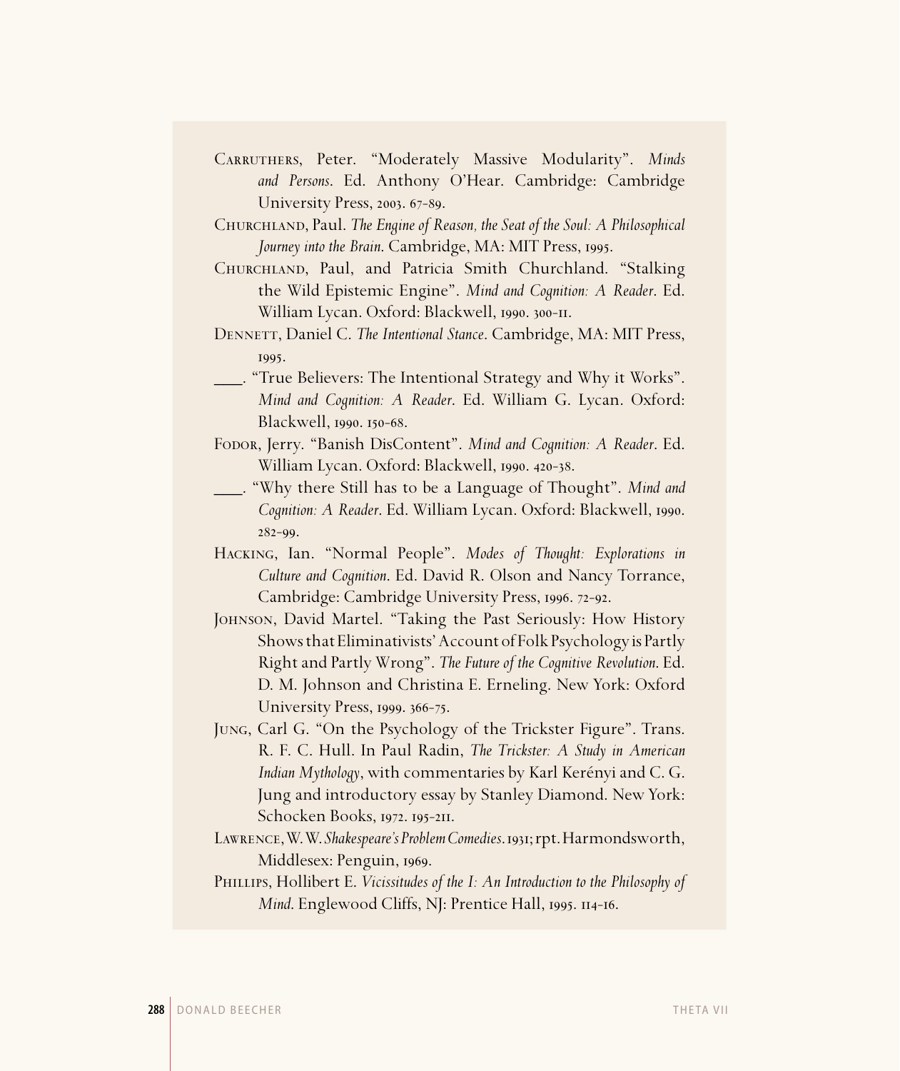Carruthers, Peter. “Moderately Massive Modularity”. *Minds and Persons*. Ed. Anthony O’Hear. Cambridge: Cambridge University Press, 2003. 67-89.

Churchland, Paul. *The Engine of Reason, the Seat of the Soul: A Philosophical Journey into the Brain*. Cambridge, MA: MIT Press, 1995.

Churchland, Paul, and Patricia Smith Churchland. “Stalking the Wild Epistemic Engine”. *Mind and Cognition: A Reader*. Ed. William Lycan. Oxford: Blackwell, 1990. 300-11.

Dennett, Daniel C. *The Intentional Stance*. Cambridge, MA: MIT Press, 1995.

___. “True Believers: The Intentional Strategy and Why it Works”. *Mind and Cognition: A Reader*. Ed. William G. Lycan. Oxford: Blackwell, 1990. 150-68.

Fodor, Jerry. “Banish DisContent”. *Mind and Cognition: A Reader*. Ed. William Lycan. Oxford: Blackwell, 1990. 420-38.

___. “Why there Still has to be a Language of Thought”. *Mind and Cognition: A Reader*. Ed. William Lycan. Oxford: Blackwell, 1990. 282-99.

Hacking, Ian. “Normal People”. *Modes of Thought: Explorations in Culture and Cognition*. Ed. David R. Olson and Nancy Torrance, Cambridge: Cambridge University Press, 1996. 72-92.

Johnson, David Martel. “Taking the Past Seriously: How History Shows that Eliminativists’ Account of Folk Psychology is Partly Right and Partly Wrong”. *The Future of the Cognitive Revolution*. Ed. D. M. Johnson and Christina E. Erneling. New York: Oxford University Press, 1999. 366-75.

Jung, Carl G. “On the Psychology of the Trickster Figure”. Trans. R. F. C. Hull. In Paul Radin, *The Trickster: A Study in American Indian Mythology*, with commentaries by Karl Kerényi and C. G. Jung and introductory essay by Stanley Diamond. New York: Schocken Books, 1972. 195-211.

Lawrence, W. W. *Shakespeare’s Problem Comedies*. 1931; rpt. Harmondsworth, Middlesex: Penguin, 1969.

Phillips, Hollibert E. *Vicissitudes of the I: An Introduction to the Philosophy of Mind*. Englewood Cliffs, NJ: Prentice Hall, 1995. 114-16.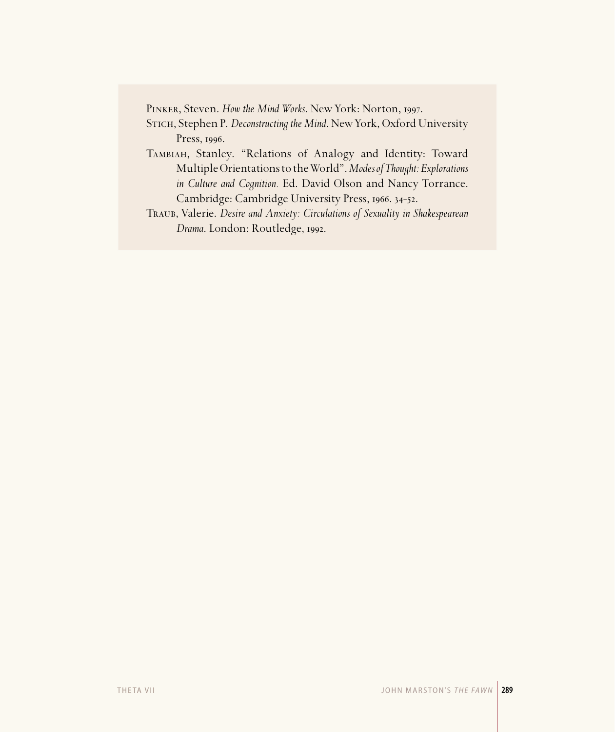Pinker, Steven. *How the Mind Works*. New York: Norton, 1997.

Stich, Stephen P. *Deconstructing the Mind*. New York, Oxford University Press, 1996.

Tambiah, Stanley. "Relations of Analogy and Identity: Toward Multiple Orientations to the World". *Modes of Thought: Explorations in Culture and Cognition.* Ed. David Olson and Nancy Torrance. Cambridge: Cambridge University Press, 1966. 34-52.

Traub, Valerie. *Desire and Anxiety: Circulations of Sexuality in Shakespearean Drama*. London: Routledge, 1992.